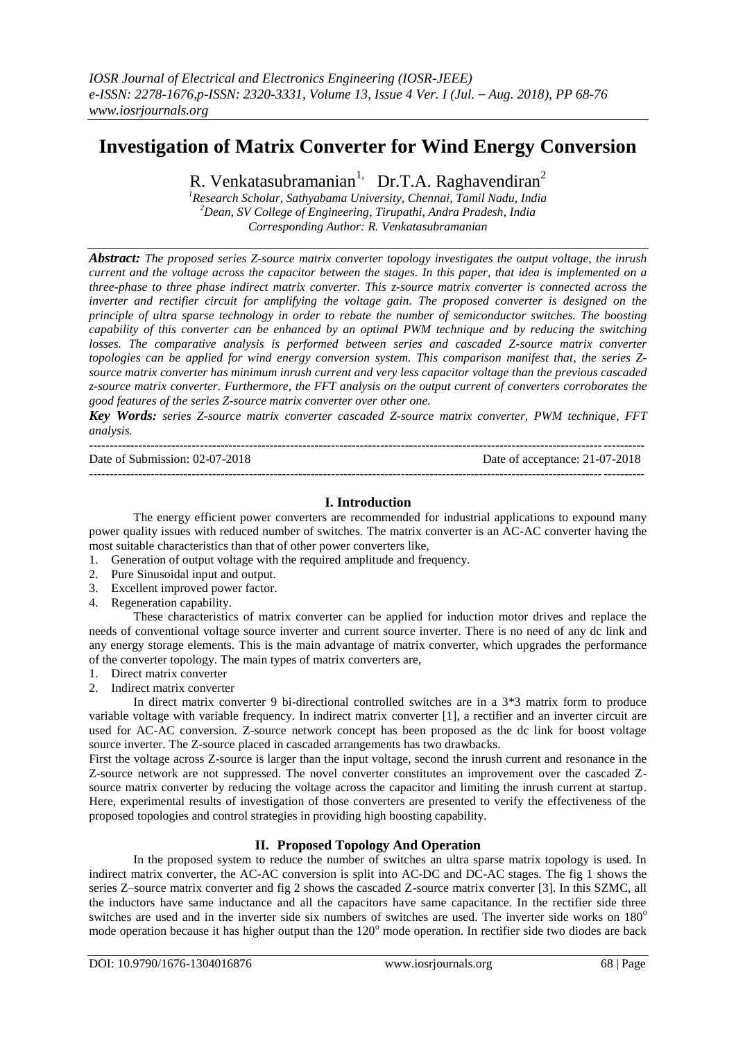# Investigation of Matrix Converter for Wind Energy Conversion

R. Venkatasubramanian[1], Dr.T.A. Raghavendiran[2]

[1]*Research Scholar, Sathyabama University, Chennai, Tamil Nadu, India*
[2]*Dean, SV College of Engineering, Tirupathi, Andra Pradesh, India*
*Corresponding Author: R. Venkatasubramanian*

***Abstract:*** *The proposed series Z-source matrix converter topology investigates the output voltage, the inrush current and the voltage across the capacitor between the stages. In this paper, that idea is implemented on a three-phase to three phase indirect matrix converter. This z-source matrix converter is connected across the inverter and rectifier circuit for amplifying the voltage gain. The proposed converter is designed on the principle of ultra sparse technology in order to rebate the number of semiconductor switches. The boosting capability of this converter can be enhanced by an optimal PWM technique and by reducing the switching losses. The comparative analysis is performed between series and cascaded Z-source matrix converter topologies can be applied for wind energy conversion system. This comparison manifest that, the series Z-source matrix converter has minimum inrush current and very less capacitor voltage than the previous cascaded z-source matrix converter. Furthermore, the FFT analysis on the output current of converters corroborates the good features of the series Z-source matrix converter over other one.*

***Key Words:*** *series Z-source matrix converter cascaded Z-source matrix converter, PWM technique, FFT analysis.*

---

Date of Submission: 02-07-2018 Date of acceptance: 21-07-2018

---

## I. Introduction

The energy efficient power converters are recommended for industrial applications to expound many power quality issues with reduced number of switches. The matrix converter is an AC-AC converter having the most suitable characteristics than that of other power converters like,

1. Generation of output voltage with the required amplitude and frequency.
2. Pure Sinusoidal input and output.
3. Excellent improved power factor.
4. Regeneration capability.

These characteristics of matrix converter can be applied for induction motor drives and replace the needs of conventional voltage source inverter and current source inverter. There is no need of any dc link and any energy storage elements. This is the main advantage of matrix converter, which upgrades the performance of the converter topology. The main types of matrix converters are,

1. Direct matrix converter
2. Indirect matrix converter

In direct matrix converter 9 bi-directional controlled switches are in a 3*3 matrix form to produce variable voltage with variable frequency. In indirect matrix converter [1], a rectifier and an inverter circuit are used for AC-AC conversion. Z-source network concept has been proposed as the dc link for boost voltage source inverter. The Z-source placed in cascaded arrangements has two drawbacks.

First the voltage across Z-source is larger than the input voltage, second the inrush current and resonance in the Z-source network are not suppressed. The novel converter constitutes an improvement over the cascaded Z-source matrix converter by reducing the voltage across the capacitor and limiting the inrush current at startup. Here, experimental results of investigation of those converters are presented to verify the effectiveness of the proposed topologies and control strategies in providing high boosting capability.

## II. Proposed Topology And Operation

In the proposed system to reduce the number of switches an ultra sparse matrix topology is used. In indirect matrix converter, the AC-AC conversion is split into AC-DC and DC-AC stages. The fig 1 shows the series Z–source matrix converter and fig 2 shows the cascaded Z-source matrix converter [3]. In this SZMC, all the inductors have same inductance and all the capacitors have same capacitance. In the rectifier side three switches are used and in the inverter side six numbers of switches are used. The inverter side works on $180^{o}$ mode operation because it has higher output than the $120^{o}$ mode operation. In rectifier side two diodes are back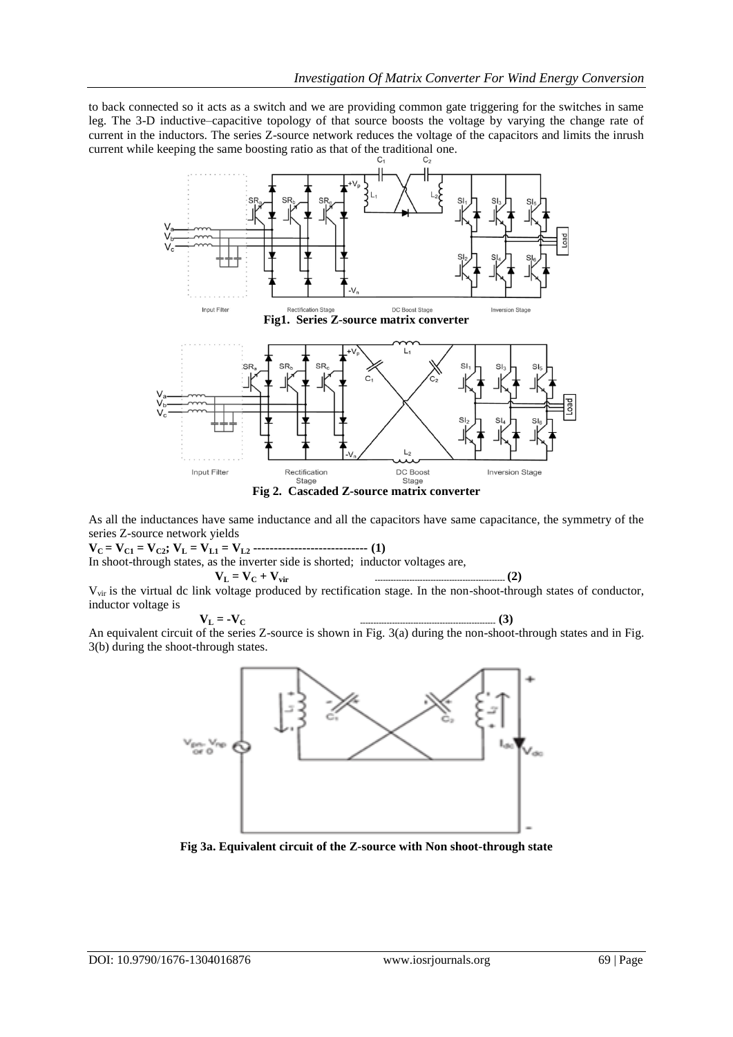to back connected so it acts as a switch and we are providing common gate triggering for the switches in same leg. The 3-D inductive–capacitive topology of that source boosts the voltage by varying the change rate of current in the inductors. The series Z-source network reduces the voltage of the capacitors and limits the inrush current while keeping the same boosting ratio as that of the traditional one.

**Fig1. Series Z-source matrix converter**

**Fig 2. Cascaded Z-source matrix converter**

As all the inductances have same inductance and all the capacitors have same capacitance, the symmetry of the series Z-source network yields

$$V_C = V_{C1} = V_{C2};\ V_L = V_{L1} = V_{L2} \quad (1)$$

In shoot-through states, as the inverter side is shorted; inductor voltages are,

$$V_L = V_C + V_{vir} \quad (2)$$

$V_{vir}$ is the virtual dc link voltage produced by rectification stage. In the non-shoot-through states of conductor, inductor voltage is

$$V_L = -V_C \quad (3)$$

An equivalent circuit of the series Z-source is shown in Fig. 3(a) during the non-shoot-through states and in Fig. 3(b) during the shoot-through states.

**Fig 3a. Equivalent circuit of the Z-source with Non shoot-through state**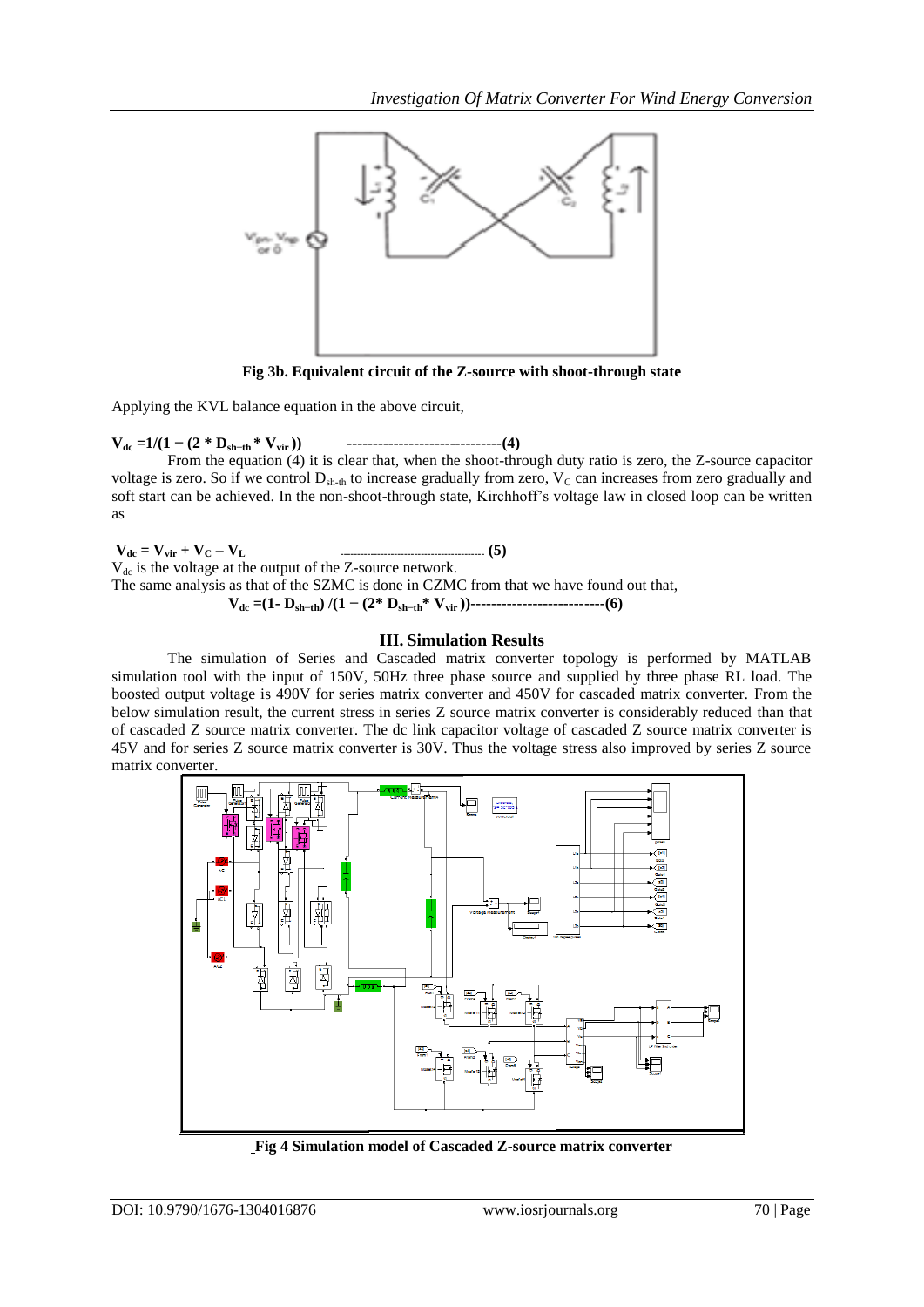**Fig 3b. Equivalent circuit of the Z-source with shoot-through state**

Applying the KVL balance equation in the above circuit,

$$V_{dc} = 1/(1 - (2 * D_{sh-th} * V_{vir})) \quad \text{-------------------------------(4)}$$

From the equation (4) it is clear that, when the shoot-through duty ratio is zero, the Z-source capacitor voltage is zero. So if we control $D_{sh-th}$ to increase gradually from zero, $V_C$ can increases from zero gradually and soft start can be achieved. In the non-shoot-through state, Kirchhoff's voltage law in closed loop can be written as

$$V_{dc} = V_{vir} + V_C - V_L \quad \text{----------------------------------------- (5)}$$

$V_{dc}$ is the voltage at the output of the Z-source network.

The same analysis as that of the SZMC is done in CZMC from that we have found out that,

$$V_{dc} = (1 - D_{sh-th}) / (1 - (2 * D_{sh-th} * V_{vir})) \text{--------------------------(6)}$$

## III. Simulation Results

The simulation of Series and Cascaded matrix converter topology is performed by MATLAB simulation tool with the input of 150V, 50Hz three phase source and supplied by three phase RL load. The boosted output voltage is 490V for series matrix converter and 450V for cascaded matrix converter. From the below simulation result, the current stress in series Z source matrix converter is considerably reduced than that of cascaded Z source matrix converter. The dc link capacitor voltage of cascaded Z source matrix converter is 45V and for series Z source matrix converter is 30V. Thus the voltage stress also improved by series Z source matrix converter.

**Fig 4 Simulation model of Cascaded Z-source matrix converter**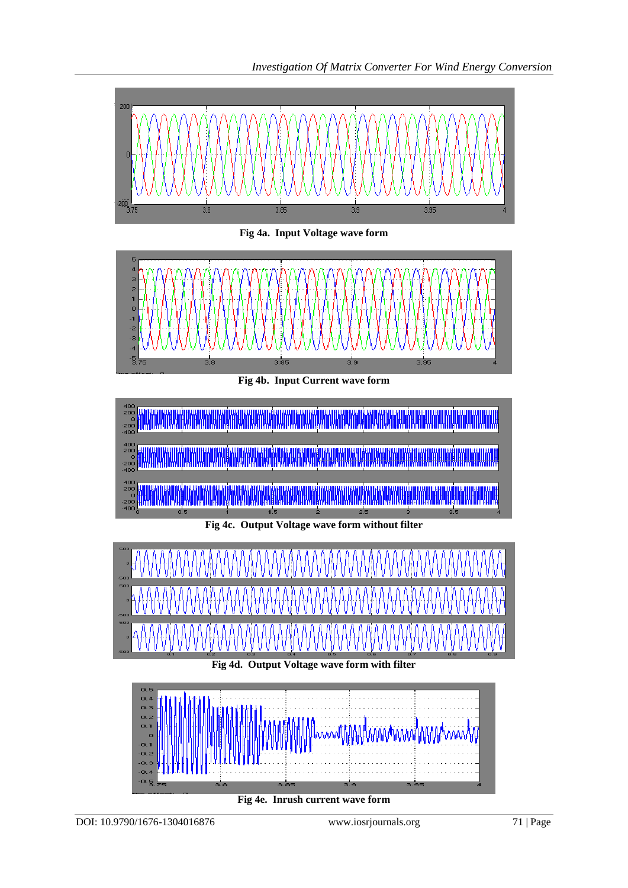Fig 4a. Input Voltage wave form

Fig 4b. Input Current wave form

Fig 4c. Output Voltage wave form without filter

Fig 4d. Output Voltage wave form with filter

Fig 4e. Inrush current wave form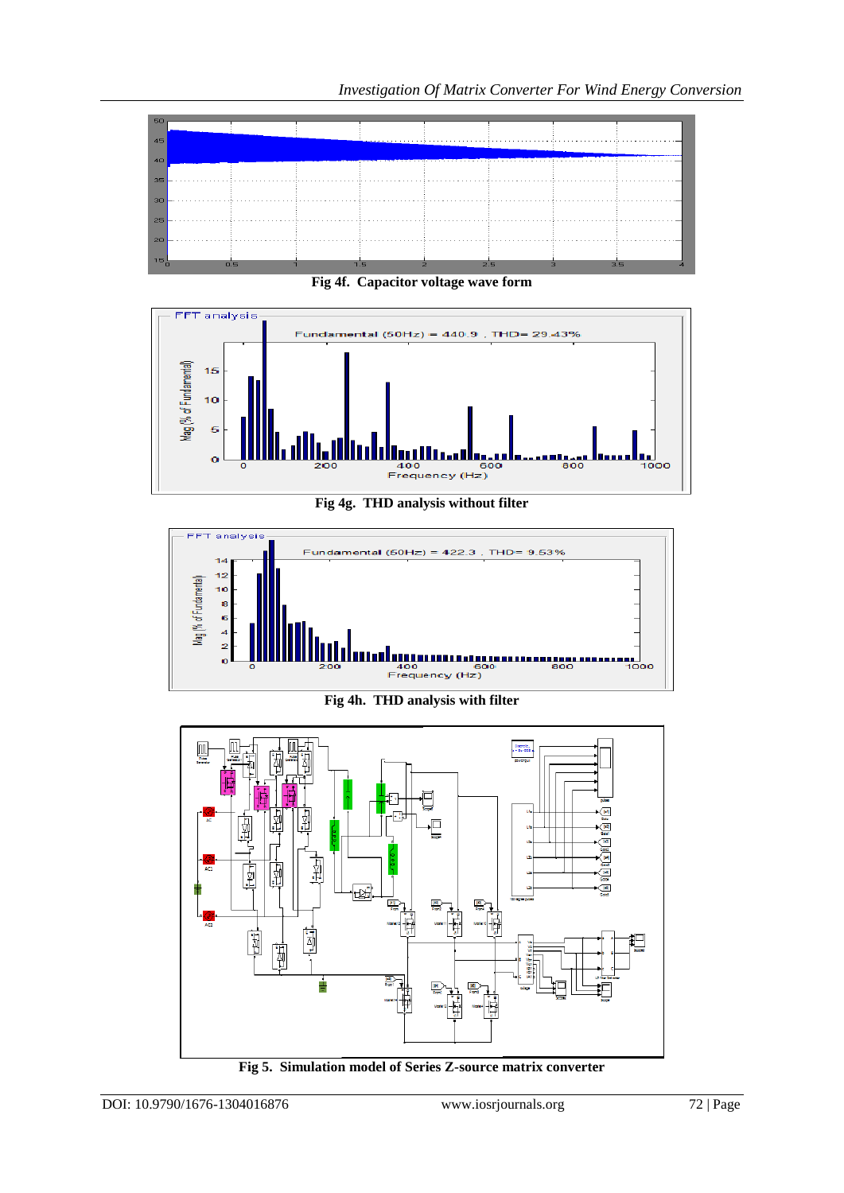Fig 4f. Capacitor voltage wave form

Fig 4g. THD analysis without filter

Fig 4h. THD analysis with filter

Fig 5. Simulation model of Series Z-source matrix converter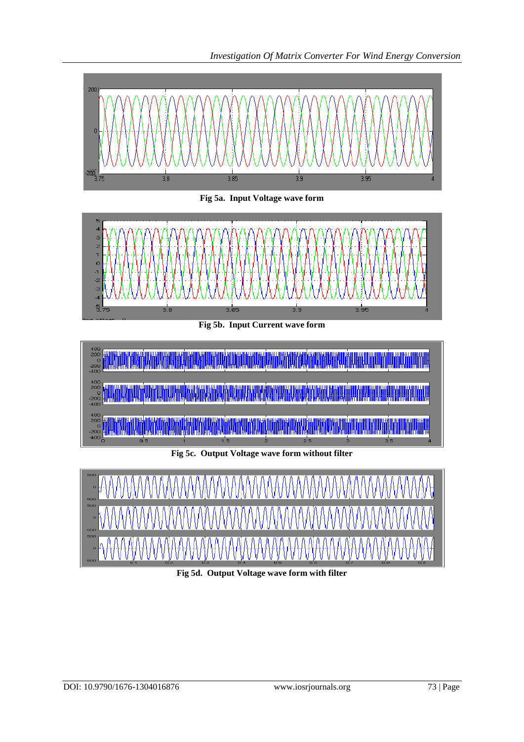Fig 5a. Input Voltage wave form

Fig 5b. Input Current wave form

Fig 5c. Output Voltage wave form without filter

Fig 5d. Output Voltage wave form with filter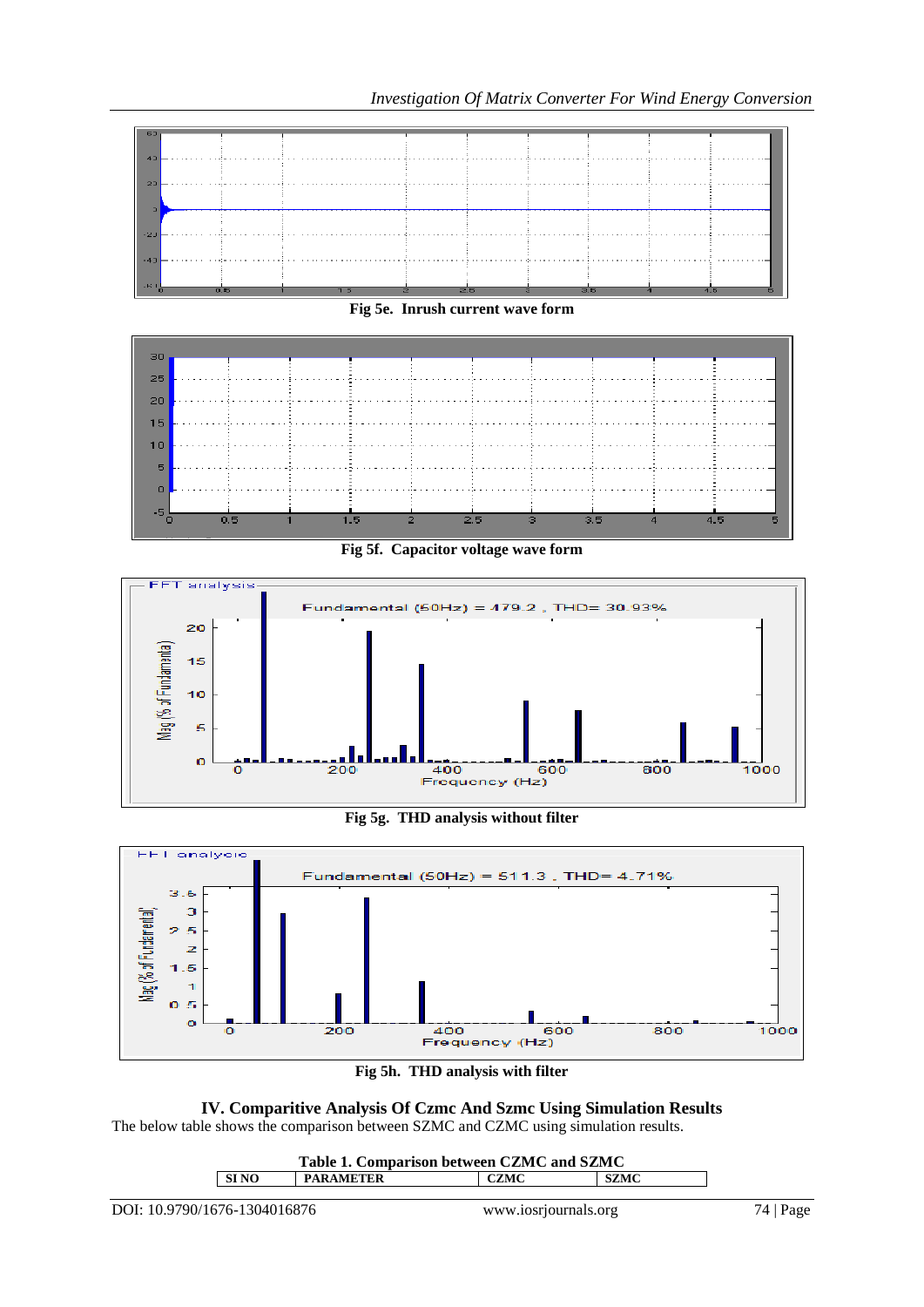Fig 5e. Inrush current wave form

Fig 5f. Capacitor voltage wave form

Fig 5g. THD analysis without filter

Fig 5h. THD analysis with filter

## IV. Comparitive Analysis Of Czmc And Szmc Using Simulation Results

The below table shows the comparison between SZMC and CZMC using simulation results.

**Table 1. Comparison between CZMC and SZMC**

| SI NO | PARAMETER | CZMC | SZMC |
|---|---|---|---|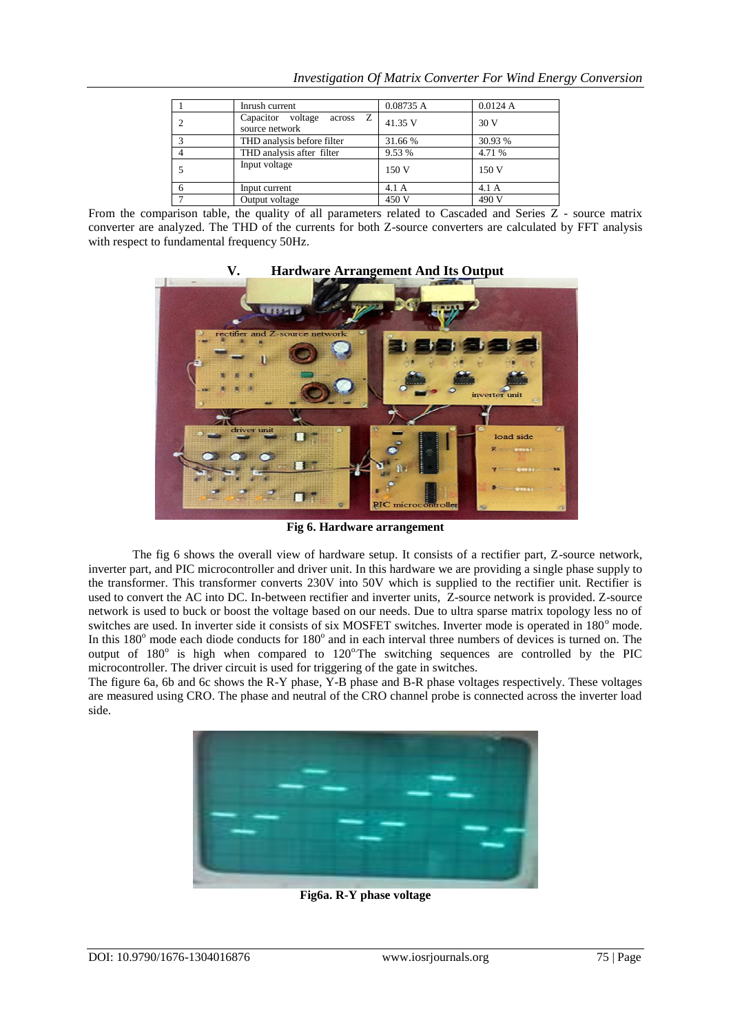| 1 | Inrush current | 0.08735 A | 0.0124 A |
|---|---|---|---|
| 2 | Capacitor voltage across Z source network | 41.35 V | 30 V |
| 3 | THD analysis before filter | 31.66 % | 30.93 % |
| 4 | THD analysis after filter | 9.53 % | 4.71 % |
| 5 | Input voltage | 150 V | 150 V |
| 6 | Input current | 4.1 A | 4.1 A |
| 7 | Output voltage | 450 V | 490 V |

From the comparison table, the quality of all parameters related to Cascaded and Series Z - source matrix converter are analyzed. The THD of the currents for both Z-source converters are calculated by FFT analysis with respect to fundamental frequency 50Hz.

## V. Hardware Arrangement And Its Output

**Fig 6. Hardware arrangement**

The fig 6 shows the overall view of hardware setup. It consists of a rectifier part, Z-source network, inverter part, and PIC microcontroller and driver unit. In this hardware we are providing a single phase supply to the transformer. This transformer converts 230V into 50V which is supplied to the rectifier unit. Rectifier is used to convert the AC into DC. In-between rectifier and inverter units, Z-source network is provided. Z-source network is used to buck or boost the voltage based on our needs. Due to ultra sparse matrix topology less no of switches are used. In inverter side it consists of six MOSFET switches. Inverter mode is operated in 180$^o$ mode. In this 180$^o$ mode each diode conducts for 180$^o$ and in each interval three numbers of devices is turned on. The output of 180$^o$ is high when compared to 120$^o$The switching sequences are controlled by the PIC microcontroller. The driver circuit is used for triggering of the gate in switches.

The figure 6a, 6b and 6c shows the R-Y phase, Y-B phase and B-R phase voltages respectively. These voltages are measured using CRO. The phase and neutral of the CRO channel probe is connected across the inverter load side.

**Fig6a. R-Y phase voltage**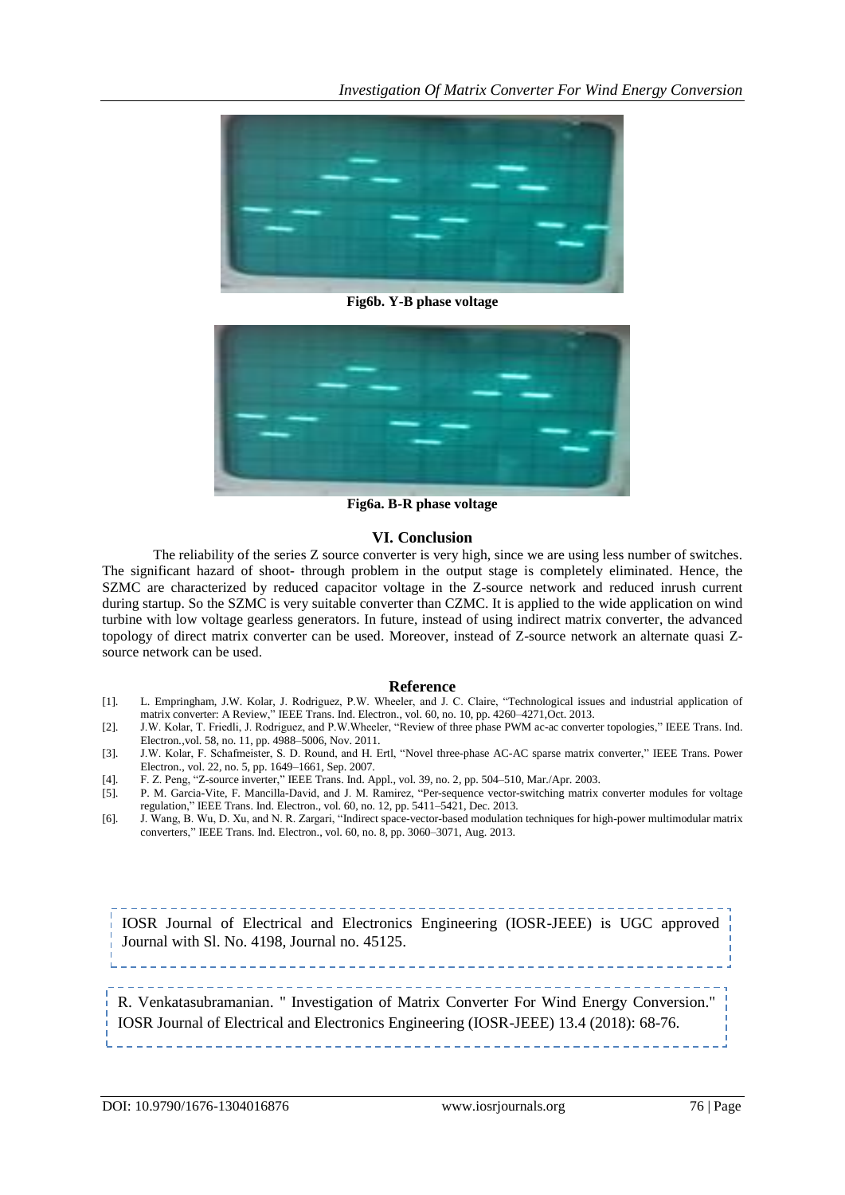Fig6b. Y-B phase voltage

Fig6a. B-R phase voltage

## VI. Conclusion

The reliability of the series Z source converter is very high, since we are using less number of switches. The significant hazard of shoot- through problem in the output stage is completely eliminated. Hence, the SZMC are characterized by reduced capacitor voltage in the Z-source network and reduced inrush current during startup. So the SZMC is very suitable converter than CZMC. It is applied to the wide application on wind turbine with low voltage gearless generators. In future, instead of using indirect matrix converter, the advanced topology of direct matrix converter can be used. Moreover, instead of Z-source network an alternate quasi Z-source network can be used.

## Reference

[1]. L. Empringham, J.W. Kolar, J. Rodriguez, P.W. Wheeler, and J. C. Claire, "Technological issues and industrial application of matrix converter: A Review," IEEE Trans. Ind. Electron., vol. 60, no. 10, pp. 4260–4271,Oct. 2013.

[2]. J.W. Kolar, T. Friedli, J. Rodriguez, and P.W.Wheeler, "Review of three phase PWM ac-ac converter topologies," IEEE Trans. Ind. Electron.,vol. 58, no. 11, pp. 4988–5006, Nov. 2011.

[3]. J.W. Kolar, F. Schafmeister, S. D. Round, and H. Ertl, "Novel three-phase AC-AC sparse matrix converter," IEEE Trans. Power Electron., vol. 22, no. 5, pp. 1649–1661, Sep. 2007.

[4]. F. Z. Peng, "Z-source inverter," IEEE Trans. Ind. Appl., vol. 39, no. 2, pp. 504–510, Mar./Apr. 2003.

[5]. P. M. Garcia-Vite, F. Mancilla-David, and J. M. Ramirez, "Per-sequence vector-switching matrix converter modules for voltage regulation," IEEE Trans. Ind. Electron., vol. 60, no. 12, pp. 5411–5421, Dec. 2013.

[6]. J. Wang, B. Wu, D. Xu, and N. R. Zargari, "Indirect space-vector-based modulation techniques for high-power multimodular matrix converters," IEEE Trans. Ind. Electron., vol. 60, no. 8, pp. 3060–3071, Aug. 2013.

IOSR Journal of Electrical and Electronics Engineering (IOSR-JEEE) is UGC approved Journal with Sl. No. 4198, Journal no. 45125.

R. Venkatasubramanian. " Investigation of Matrix Converter For Wind Energy Conversion." IOSR Journal of Electrical and Electronics Engineering (IOSR-JEEE) 13.4 (2018): 68-76.